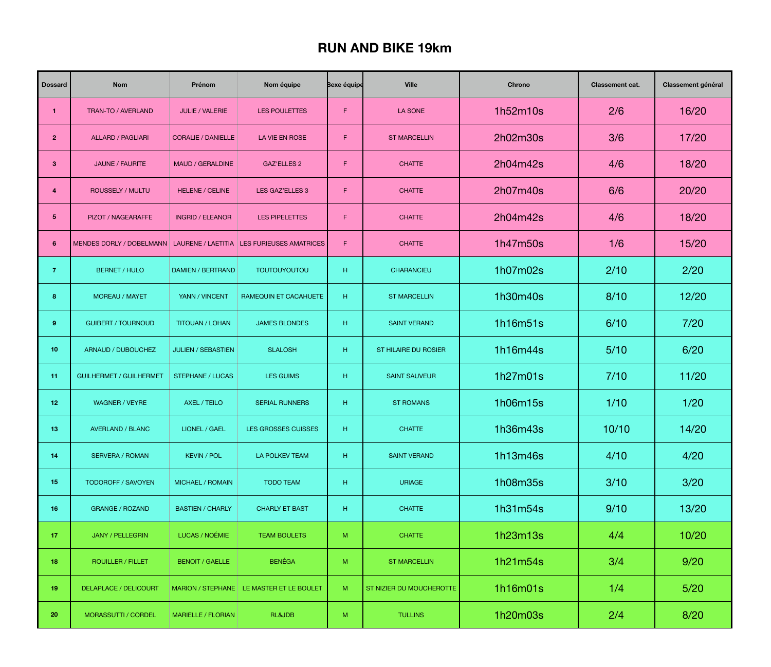# RUN AND BIKE 19km

| Dossard | Nom | Prénom | Nom équipe | Sexe équipe | Ville | Chrono | Classement cat. | Classement général |
|---|---|---|---|---|---|---|---|---|
| 1 | TRAN-TO / AVERLAND | JULIE / VALERIE | LES POULETTES | F | LA SONE | 1h52m10s | 2/6 | 16/20 |
| 2 | ALLARD / PAGLIARI | CORALIE / DANIELLE | LA VIE EN ROSE | F | ST MARCELLIN | 2h02m30s | 3/6 | 17/20 |
| 3 | JAUNE / FAURITE | MAUD / GERALDINE | GAZ'ELLES 2 | F | CHATTE | 2h04m42s | 4/6 | 18/20 |
| 4 | ROUSSELY / MULTU | HELENE / CELINE | LES GAZ'ELLES 3 | F | CHATTE | 2h07m40s | 6/6 | 20/20 |
| 5 | PIZOT / NAGEARAFFE | INGRID / ELEANOR | LES PIPELETTES | F | CHATTE | 2h04m42s | 4/6 | 18/20 |
| 6 | MENDES DORLY / DOBELMANN | LAURENE / LAETITIA | LES FURIEUSES AMATRICES | F | CHATTE | 1h47m50s | 1/6 | 15/20 |
| 7 | BERNET / HULO | DAMIEN / BERTRAND | TOUTOUYOUTOU | H | CHARANCIEU | 1h07m02s | 2/10 | 2/20 |
| 8 | MOREAU / MAYET | YANN / VINCENT | RAMEQUIN ET CACAHUETE | H | ST MARCELLIN | 1h30m40s | 8/10 | 12/20 |
| 9 | GUIBERT / TOURNOUD | TITOUAN / LOHAN | JAMES BLONDES | H | SAINT VERAND | 1h16m51s | 6/10 | 7/20 |
| 10 | ARNAUD / DUBOUCHEZ | JULIEN / SEBASTIEN | SLALOSH | H | ST HILAIRE DU ROSIER | 1h16m44s | 5/10 | 6/20 |
| 11 | GUILHERMET / GUILHERMET | STEPHANE / LUCAS | LES GUIMS | H | SAINT SAUVEUR | 1h27m01s | 7/10 | 11/20 |
| 12 | WAGNER / VEYRE | AXEL / TEILO | SERIAL RUNNERS | H | ST ROMANS | 1h06m15s | 1/10 | 1/20 |
| 13 | AVERLAND / BLANC | LIONEL / GAEL | LES GROSSES CUISSES | H | CHATTE | 1h36m43s | 10/10 | 14/20 |
| 14 | SERVERA / ROMAN | KEVIN / POL | LA POLKEV TEAM | H | SAINT VERAND | 1h13m46s | 4/10 | 4/20 |
| 15 | TODOROFF / SAVOYEN | MICHAEL / ROMAIN | TODO TEAM | H | URIAGE | 1h08m35s | 3/10 | 3/20 |
| 16 | GRANGE / ROZAND | BASTIEN / CHARLY | CHARLY ET BAST | H | CHATTE | 1h31m54s | 9/10 | 13/20 |
| 17 | JANY / PELLEGRIN | LUCAS / NOÉMIE | TEAM BOULETS | M | CHATTE | 1h23m13s | 4/4 | 10/20 |
| 18 | ROUILLER / FILLET | BENOIT / GAELLE | BENÉGA | M | ST MARCELLIN | 1h21m54s | 3/4 | 9/20 |
| 19 | DELAPLACE / DELICOURT | MARION / STEPHANE | LE MASTER ET LE BOULET | M | ST NIZIER DU MOUCHEROTTE | 1h16m01s | 1/4 | 5/20 |
| 20 | MORASSUTTI / CORDEL | MARIELLE / FLORIAN | RL&JDB | M | TULLINS | 1h20m03s | 2/4 | 8/20 |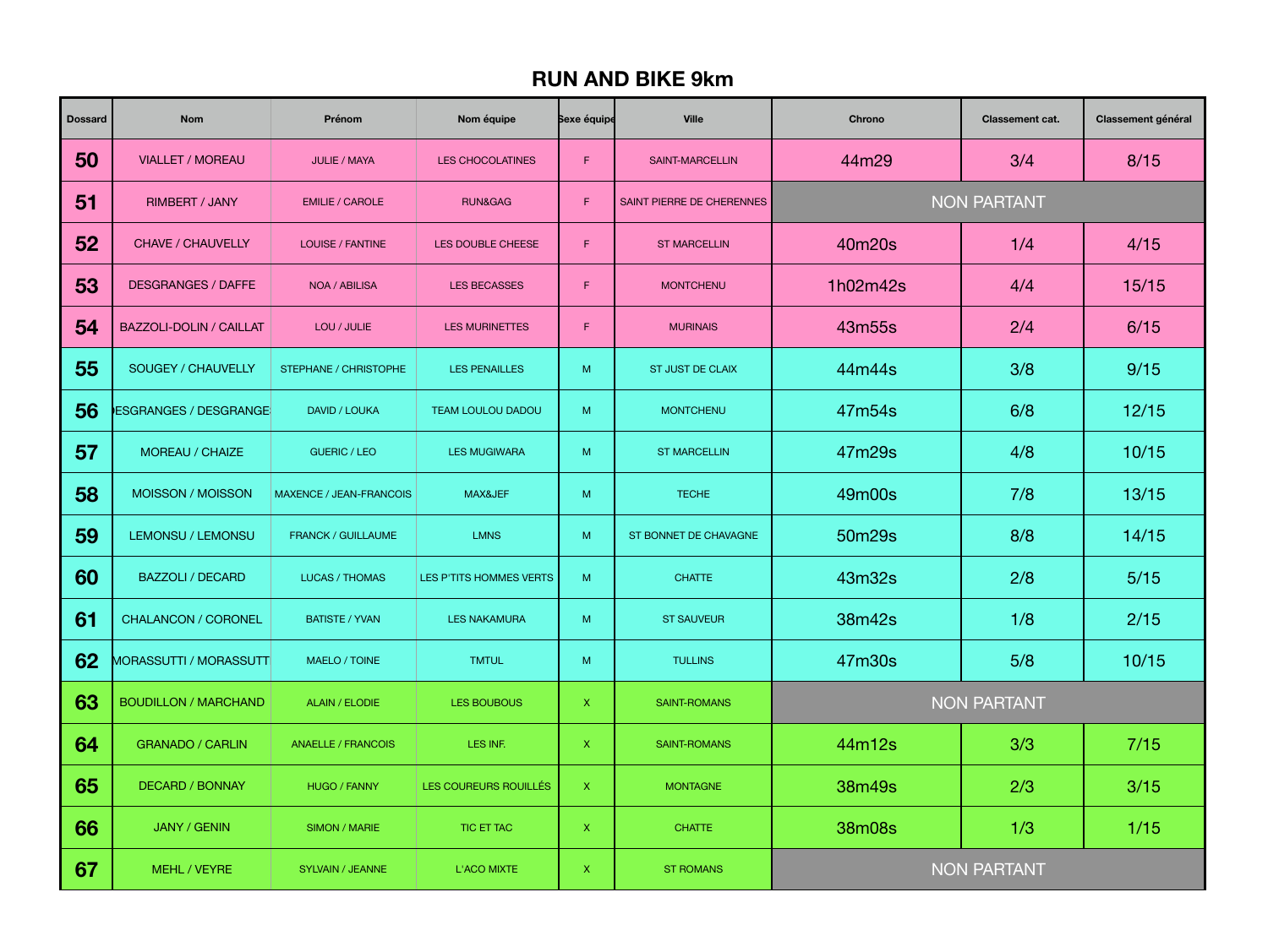# RUN AND BIKE 9km

| Dossard | Nom | Prénom | Nom équipe | Sexe équipe | Ville | Chrono | Classement cat. | Classement général |
|---|---|---|---|---|---|---|---|---|
| 50 | VIALLET / MOREAU | JULIE / MAYA | LES CHOCOLATINES | F | SAINT-MARCELLIN | 44m29 | 3/4 | 8/15 |
| 51 | RIMBERT / JANY | EMILIE / CAROLE | RUN&GAG | F | SAINT PIERRE DE CHERENNES | NON PARTANT | | |
| 52 | CHAVE / CHAUVELLY | LOUISE / FANTINE | LES DOUBLE CHEESE | F | ST MARCELLIN | 40m20s | 1/4 | 4/15 |
| 53 | DESGRANGES / DAFFE | NOA / ABILISA | LES BECASSES | F | MONTCHENU | 1h02m42s | 4/4 | 15/15 |
| 54 | BAZZOLI-DOLIN / CAILLAT | LOU / JULIE | LES MURINETTES | F | MURINAIS | 43m55s | 2/4 | 6/15 |
| 55 | SOUGEY / CHAUVELLY | STEPHANE / CHRISTOPHE | LES PENAILLES | M | ST JUST DE CLAIX | 44m44s | 3/8 | 9/15 |
| 56 | DESGRANGES / DESGRANGES | DAVID / LOUKA | TEAM LOULOU DADOU | M | MONTCHENU | 47m54s | 6/8 | 12/15 |
| 57 | MOREAU / CHAIZE | GUERIC / LEO | LES MUGIWARA | M | ST MARCELLIN | 47m29s | 4/8 | 10/15 |
| 58 | MOISSON / MOISSON | MAXENCE / JEAN-FRANCOIS | MAX&JEF | M | TECHE | 49m00s | 7/8 | 13/15 |
| 59 | LEMONSU / LEMONSU | FRANCK / GUILLAUME | LMNS | M | ST BONNET DE CHAVAGNE | 50m29s | 8/8 | 14/15 |
| 60 | BAZZOLI / DECARD | LUCAS / THOMAS | LES P'TITS HOMMES VERTS | M | CHATTE | 43m32s | 2/8 | 5/15 |
| 61 | CHALANCON / CORONEL | BATISTE / YVAN | LES NAKAMURA | M | ST SAUVEUR | 38m42s | 1/8 | 2/15 |
| 62 | MORASSUTTI / MORASSUTTI | MAELO / TOINE | TMTUL | M | TULLINS | 47m30s | 5/8 | 10/15 |
| 63 | BOUDILLON / MARCHAND | ALAIN / ELODIE | LES BOUBOUS | X | SAINT-ROMANS | NON PARTANT | | |
| 64 | GRANADO / CARLIN | ANAELLE / FRANCOIS | LES INF. | X | SAINT-ROMANS | 44m12s | 3/3 | 7/15 |
| 65 | DECARD / BONNAY | HUGO / FANNY | LES COUREURS ROUILLÉS | X | MONTAGNE | 38m49s | 2/3 | 3/15 |
| 66 | JANY / GENIN | SIMON / MARIE | TIC ET TAC | X | CHATTE | 38m08s | 1/3 | 1/15 |
| 67 | MEHL / VEYRE | SYLVAIN / JEANNE | L'ACO MIXTE | X | ST ROMANS | NON PARTANT | | |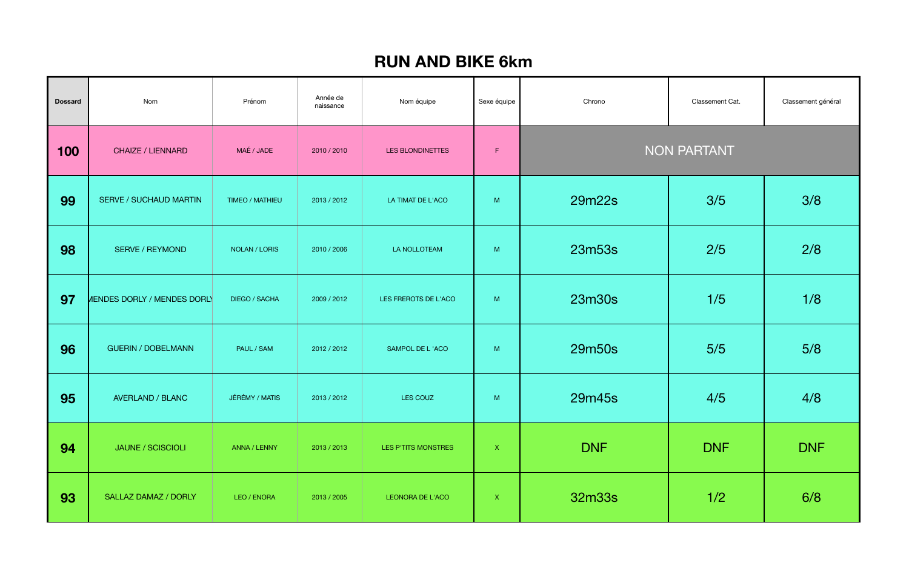# RUN AND BIKE 6km

| Dossard | Nom | Prénom | Année de naissance | Nom équipe | Sexe équipe | Chrono | Classement Cat. | Classement général |
|---|---|---|---|---|---|---|---|---|
| **100** | CHAIZE / LIENNARD | MAÉ / JADE | 2010 / 2010 | LES BLONDINETTES | F | NON PARTANT | | |
| **99** | SERVE / SUCHAUD MARTIN | TIMEO / MATHIEU | 2013 / 2012 | LA TIMAT DE L'ACO | M | 29m22s | 3/5 | 3/8 |
| **98** | SERVE / REYMOND | NOLAN / LORIS | 2010 / 2006 | LA NOLLOTEAM | M | 23m53s | 2/5 | 2/8 |
| **97** | MENDES DORLY / MENDES DORLY | DIEGO / SACHA | 2009 / 2012 | LES FREROTS DE L'ACO | M | 23m30s | 1/5 | 1/8 |
| **96** | GUERIN / DOBELMANN | PAUL / SAM | 2012 / 2012 | SAMPOL DE L 'ACO | M | 29m50s | 5/5 | 5/8 |
| **95** | AVERLAND / BLANC | JÉRÉMY / MATIS | 2013 / 2012 | LES COUZ | M | 29m45s | 4/5 | 4/8 |
| **94** | JAUNE / SCISCIOLI | ANNA / LENNY | 2013 / 2013 | LES P'TITS MONSTRES | X | DNF | DNF | DNF |
| **93** | SALLAZ DAMAZ / DORLY | LEO / ENORA | 2013 / 2005 | LEONORA DE L'ACO | X | 32m33s | 1/2 | 6/8 |